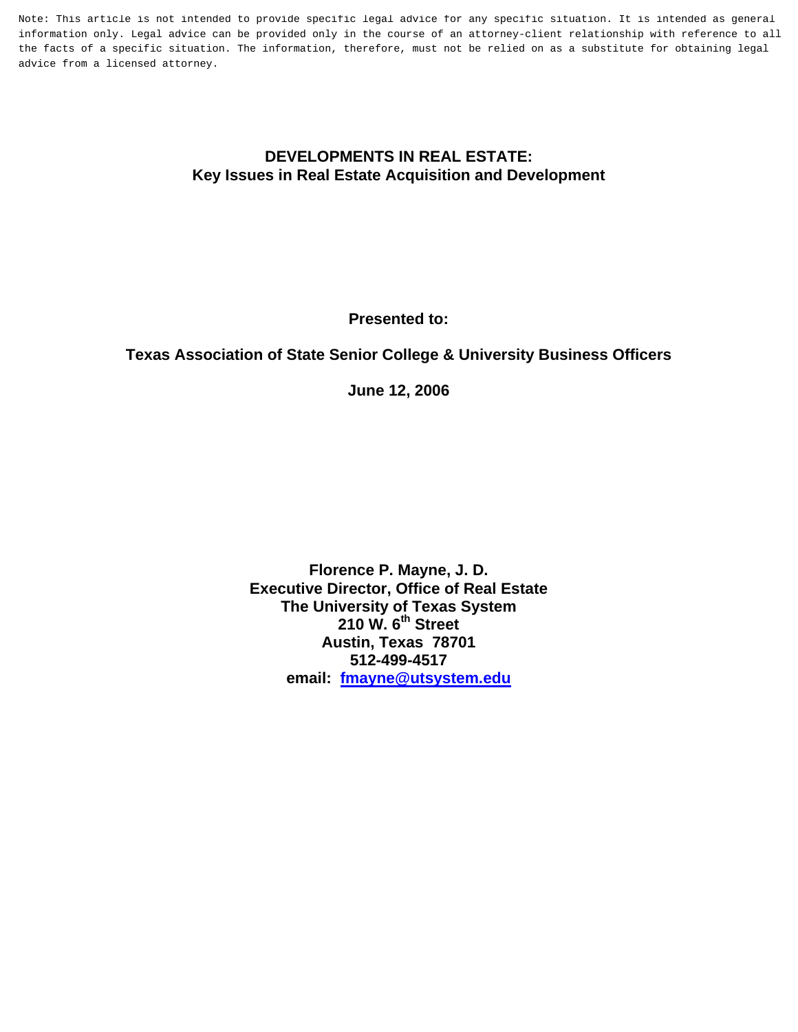Note: This article is not intended to provide specific legal advice for any specific situation. It is intended as general information only. Legal advice can be provided only in the course of an attorney-client relationship with reference to all the facts of a specific situation. The information, therefore, must not be relied on as a substitute for obtaining legal advice from a licensed attorney.

# DEVELOPMENTS IN REAL ESTATE:
## Key Issues in Real Estate Acquisition and Development

**Presented to:**

**Texas Association of State Senior College & University Business Officers**

**June 12, 2006**

**Florence P. Mayne, J. D.**
**Executive Director, Office of Real Estate**
**The University of Texas System**
**210 W. 6th Street**
**Austin, Texas 78701**
**512-499-4517**
**email: fmayne@utsystem.edu**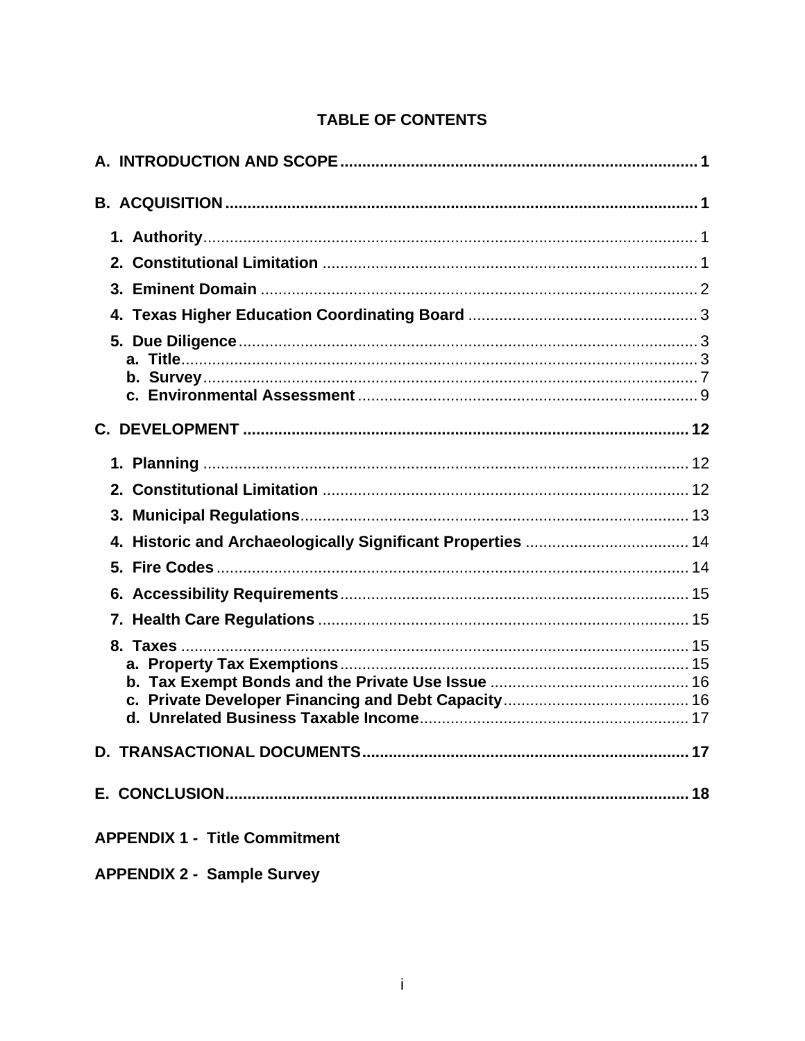# TABLE OF CONTENTS

**A. INTRODUCTION AND SCOPE** ........ 1

**B. ACQUISITION** ........ 1

- **1. Authority** ........ 1
- **2. Constitutional Limitation** ........ 1
- **3. Eminent Domain** ........ 2
- **4. Texas Higher Education Coordinating Board** ........ 3
- **5. Due Diligence** ........ 3
  - **a. Title** ........ 3
  - **b. Survey** ........ 7
  - **c. Environmental Assessment** ........ 9

**C. DEVELOPMENT** ........ 12

- **1. Planning** ........ 12
- **2. Constitutional Limitation** ........ 12
- **3. Municipal Regulations** ........ 13
- **4. Historic and Archaeologically Significant Properties** ........ 14
- **5. Fire Codes** ........ 14
- **6. Accessibility Requirements** ........ 15
- **7. Health Care Regulations** ........ 15
- **8. Taxes** ........ 15
  - **a. Property Tax Exemptions** ........ 15
  - **b. Tax Exempt Bonds and the Private Use Issue** ........ 16
  - **c. Private Developer Financing and Debt Capacity** ........ 16
  - **d. Unrelated Business Taxable Income** ........ 17

**D. TRANSACTIONAL DOCUMENTS** ........ 17

**E. CONCLUSION** ........ 18

**APPENDIX 1 - Title Commitment**

**APPENDIX 2 - Sample Survey**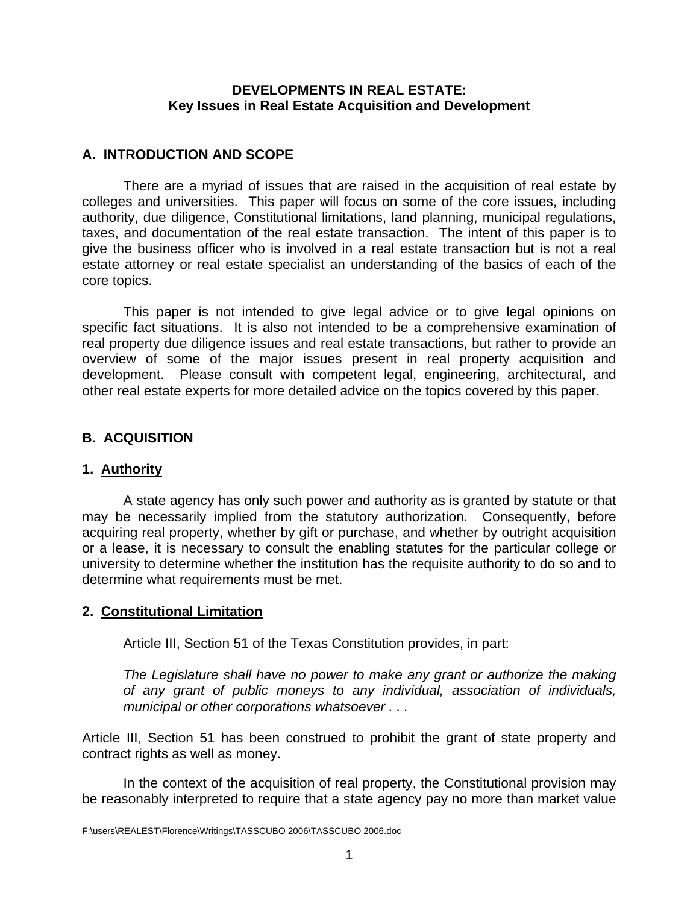**DEVELOPMENTS IN REAL ESTATE:**
**Key Issues in Real Estate Acquisition and Development**

## A. INTRODUCTION AND SCOPE

There are a myriad of issues that are raised in the acquisition of real estate by colleges and universities. This paper will focus on some of the core issues, including authority, due diligence, Constitutional limitations, land planning, municipal regulations, taxes, and documentation of the real estate transaction. The intent of this paper is to give the business officer who is involved in a real estate transaction but is not a real estate attorney or real estate specialist an understanding of the basics of each of the core topics.

This paper is not intended to give legal advice or to give legal opinions on specific fact situations. It is also not intended to be a comprehensive examination of real property due diligence issues and real estate transactions, but rather to provide an overview of some of the major issues present in real property acquisition and development. Please consult with competent legal, engineering, architectural, and other real estate experts for more detailed advice on the topics covered by this paper.

## B. ACQUISITION

### 1. Authority

A state agency has only such power and authority as is granted by statute or that may be necessarily implied from the statutory authorization. Consequently, before acquiring real property, whether by gift or purchase, and whether by outright acquisition or a lease, it is necessary to consult the enabling statutes for the particular college or university to determine whether the institution has the requisite authority to do so and to determine what requirements must be met.

### 2. Constitutional Limitation

Article III, Section 51 of the Texas Constitution provides, in part:

*The Legislature shall have no power to make any grant or authorize the making of any grant of public moneys to any individual, association of individuals, municipal or other corporations whatsoever . . .*

Article III, Section 51 has been construed to prohibit the grant of state property and contract rights as well as money.

In the context of the acquisition of real property, the Constitutional provision may be reasonably interpreted to require that a state agency pay no more than market value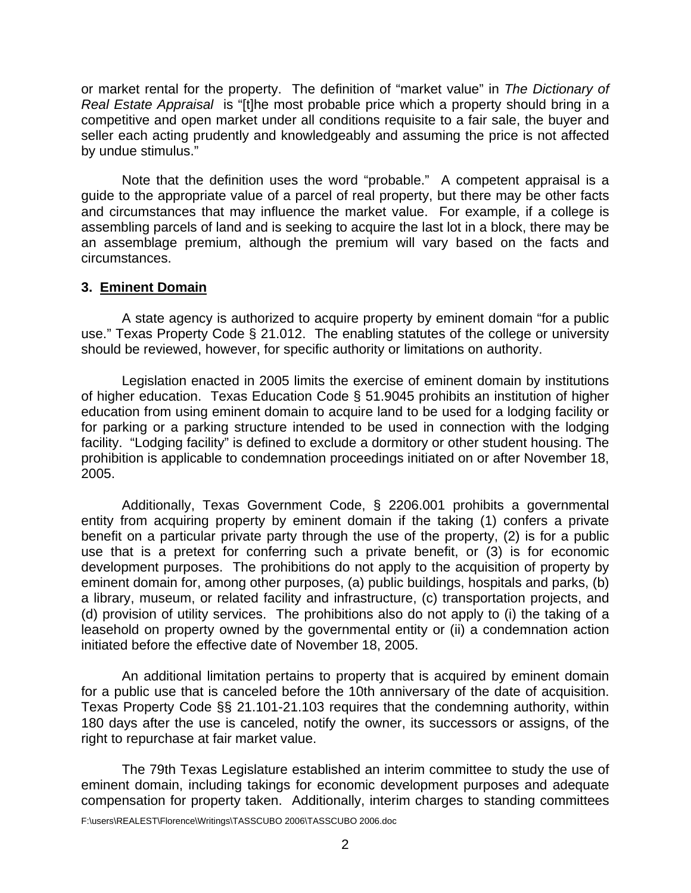or market rental for the property. The definition of "market value" in *The Dictionary of Real Estate Appraisal* is "[t]he most probable price which a property should bring in a competitive and open market under all conditions requisite to a fair sale, the buyer and seller each acting prudently and knowledgeably and assuming the price is not affected by undue stimulus."

Note that the definition uses the word "probable." A competent appraisal is a guide to the appropriate value of a parcel of real property, but there may be other facts and circumstances that may influence the market value. For example, if a college is assembling parcels of land and is seeking to acquire the last lot in a block, there may be an assemblage premium, although the premium will vary based on the facts and circumstances.

### 3. Eminent Domain

A state agency is authorized to acquire property by eminent domain "for a public use." Texas Property Code § 21.012. The enabling statutes of the college or university should be reviewed, however, for specific authority or limitations on authority.

Legislation enacted in 2005 limits the exercise of eminent domain by institutions of higher education. Texas Education Code § 51.9045 prohibits an institution of higher education from using eminent domain to acquire land to be used for a lodging facility or for parking or a parking structure intended to be used in connection with the lodging facility. "Lodging facility" is defined to exclude a dormitory or other student housing. The prohibition is applicable to condemnation proceedings initiated on or after November 18, 2005.

Additionally, Texas Government Code, § 2206.001 prohibits a governmental entity from acquiring property by eminent domain if the taking (1) confers a private benefit on a particular private party through the use of the property, (2) is for a public use that is a pretext for conferring such a private benefit, or (3) is for economic development purposes. The prohibitions do not apply to the acquisition of property by eminent domain for, among other purposes, (a) public buildings, hospitals and parks, (b) a library, museum, or related facility and infrastructure, (c) transportation projects, and (d) provision of utility services. The prohibitions also do not apply to (i) the taking of a leasehold on property owned by the governmental entity or (ii) a condemnation action initiated before the effective date of November 18, 2005.

An additional limitation pertains to property that is acquired by eminent domain for a public use that is canceled before the 10th anniversary of the date of acquisition. Texas Property Code §§ 21.101-21.103 requires that the condemning authority, within 180 days after the use is canceled, notify the owner, its successors or assigns, of the right to repurchase at fair market value.

The 79th Texas Legislature established an interim committee to study the use of eminent domain, including takings for economic development purposes and adequate compensation for property taken. Additionally, interim charges to standing committees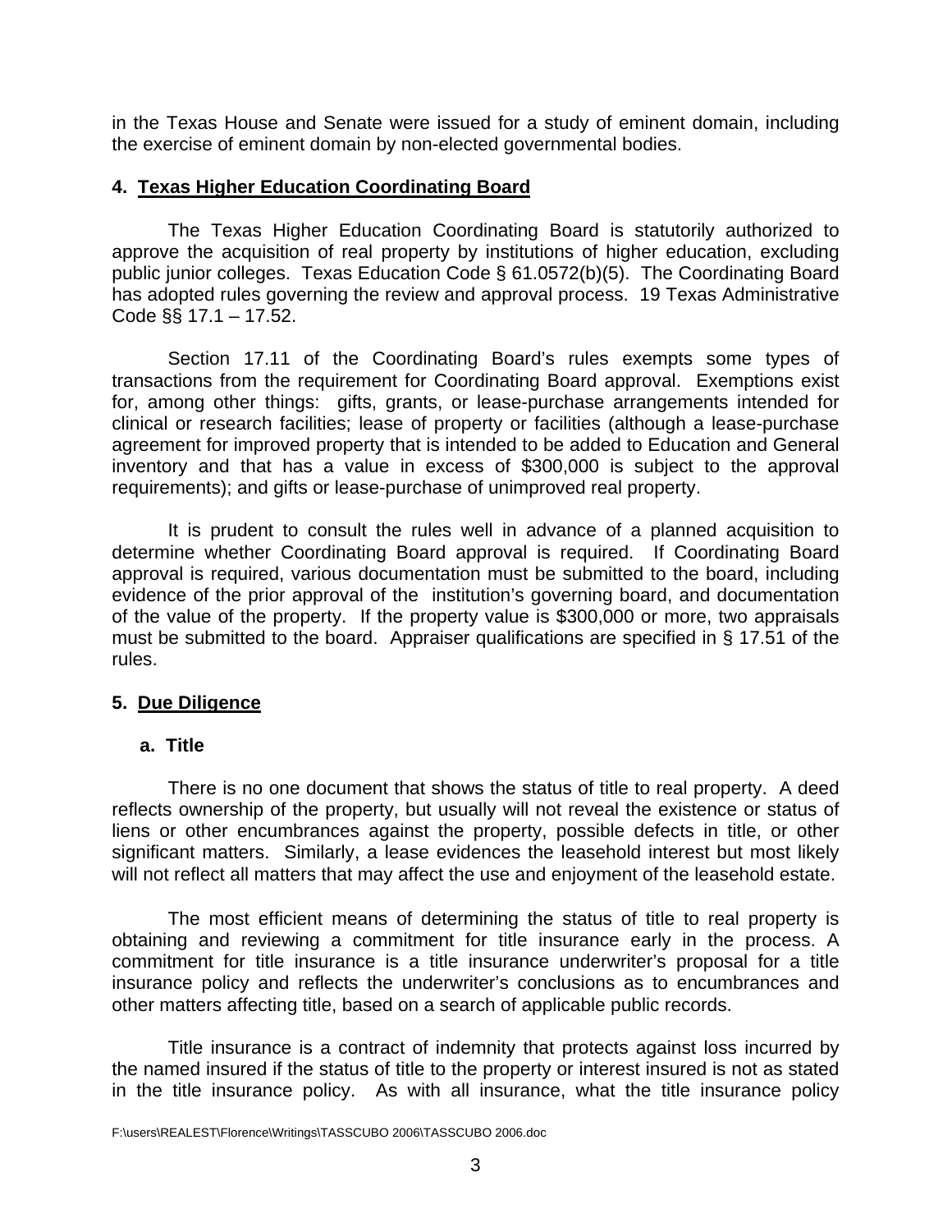in the Texas House and Senate were issued for a study of eminent domain, including the exercise of eminent domain by non-elected governmental bodies.

### 4. Texas Higher Education Coordinating Board

The Texas Higher Education Coordinating Board is statutorily authorized to approve the acquisition of real property by institutions of higher education, excluding public junior colleges. Texas Education Code § 61.0572(b)(5). The Coordinating Board has adopted rules governing the review and approval process. 19 Texas Administrative Code §§ 17.1 – 17.52.

Section 17.11 of the Coordinating Board's rules exempts some types of transactions from the requirement for Coordinating Board approval. Exemptions exist for, among other things: gifts, grants, or lease-purchase arrangements intended for clinical or research facilities; lease of property or facilities (although a lease-purchase agreement for improved property that is intended to be added to Education and General inventory and that has a value in excess of $300,000 is subject to the approval requirements); and gifts or lease-purchase of unimproved real property.

It is prudent to consult the rules well in advance of a planned acquisition to determine whether Coordinating Board approval is required. If Coordinating Board approval is required, various documentation must be submitted to the board, including evidence of the prior approval of the institution's governing board, and documentation of the value of the property. If the property value is $300,000 or more, two appraisals must be submitted to the board. Appraiser qualifications are specified in § 17.51 of the rules.

### 5. Due Diligence

#### a. Title

There is no one document that shows the status of title to real property. A deed reflects ownership of the property, but usually will not reveal the existence or status of liens or other encumbrances against the property, possible defects in title, or other significant matters. Similarly, a lease evidences the leasehold interest but most likely will not reflect all matters that may affect the use and enjoyment of the leasehold estate.

The most efficient means of determining the status of title to real property is obtaining and reviewing a commitment for title insurance early in the process. A commitment for title insurance is a title insurance underwriter's proposal for a title insurance policy and reflects the underwriter's conclusions as to encumbrances and other matters affecting title, based on a search of applicable public records.

Title insurance is a contract of indemnity that protects against loss incurred by the named insured if the status of title to the property or interest insured is not as stated in the title insurance policy. As with all insurance, what the title insurance policy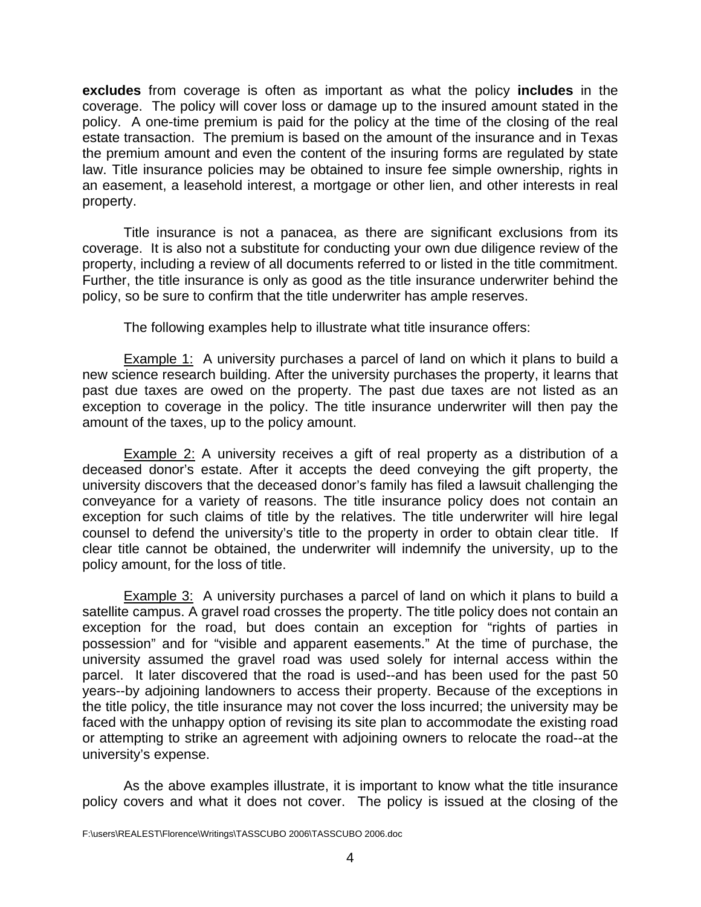**excludes** from coverage is often as important as what the policy **includes** in the coverage. The policy will cover loss or damage up to the insured amount stated in the policy. A one-time premium is paid for the policy at the time of the closing of the real estate transaction. The premium is based on the amount of the insurance and in Texas the premium amount and even the content of the insuring forms are regulated by state law. Title insurance policies may be obtained to insure fee simple ownership, rights in an easement, a leasehold interest, a mortgage or other lien, and other interests in real property.

Title insurance is not a panacea, as there are significant exclusions from its coverage. It is also not a substitute for conducting your own due diligence review of the property, including a review of all documents referred to or listed in the title commitment. Further, the title insurance is only as good as the title insurance underwriter behind the policy, so be sure to confirm that the title underwriter has ample reserves.

The following examples help to illustrate what title insurance offers:

Example 1: A university purchases a parcel of land on which it plans to build a new science research building. After the university purchases the property, it learns that past due taxes are owed on the property. The past due taxes are not listed as an exception to coverage in the policy. The title insurance underwriter will then pay the amount of the taxes, up to the policy amount.

Example 2: A university receives a gift of real property as a distribution of a deceased donor's estate. After it accepts the deed conveying the gift property, the university discovers that the deceased donor's family has filed a lawsuit challenging the conveyance for a variety of reasons. The title insurance policy does not contain an exception for such claims of title by the relatives. The title underwriter will hire legal counsel to defend the university's title to the property in order to obtain clear title. If clear title cannot be obtained, the underwriter will indemnify the university, up to the policy amount, for the loss of title.

Example 3: A university purchases a parcel of land on which it plans to build a satellite campus. A gravel road crosses the property. The title policy does not contain an exception for the road, but does contain an exception for "rights of parties in possession" and for "visible and apparent easements." At the time of purchase, the university assumed the gravel road was used solely for internal access within the parcel. It later discovered that the road is used--and has been used for the past 50 years--by adjoining landowners to access their property. Because of the exceptions in the title policy, the title insurance may not cover the loss incurred; the university may be faced with the unhappy option of revising its site plan to accommodate the existing road or attempting to strike an agreement with adjoining owners to relocate the road--at the university's expense.

As the above examples illustrate, it is important to know what the title insurance policy covers and what it does not cover. The policy is issued at the closing of the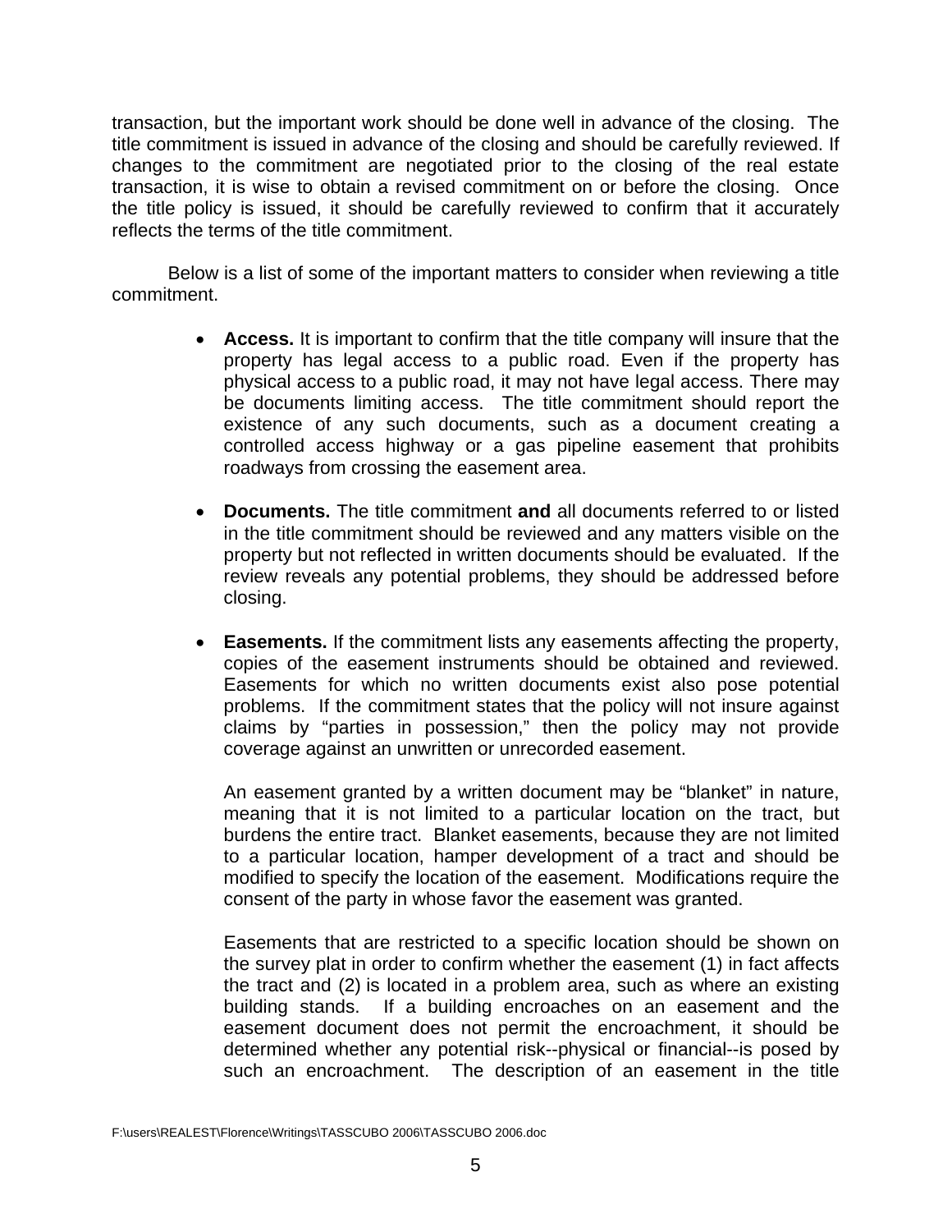transaction, but the important work should be done well in advance of the closing. The title commitment is issued in advance of the closing and should be carefully reviewed. If changes to the commitment are negotiated prior to the closing of the real estate transaction, it is wise to obtain a revised commitment on or before the closing. Once the title policy is issued, it should be carefully reviewed to confirm that it accurately reflects the terms of the title commitment.

Below is a list of some of the important matters to consider when reviewing a title commitment.

- **Access.** It is important to confirm that the title company will insure that the property has legal access to a public road. Even if the property has physical access to a public road, it may not have legal access. There may be documents limiting access. The title commitment should report the existence of any such documents, such as a document creating a controlled access highway or a gas pipeline easement that prohibits roadways from crossing the easement area.

- **Documents.** The title commitment **and** all documents referred to or listed in the title commitment should be reviewed and any matters visible on the property but not reflected in written documents should be evaluated. If the review reveals any potential problems, they should be addressed before closing.

- **Easements.** If the commitment lists any easements affecting the property, copies of the easement instruments should be obtained and reviewed. Easements for which no written documents exist also pose potential problems. If the commitment states that the policy will not insure against claims by "parties in possession," then the policy may not provide coverage against an unwritten or unrecorded easement.

  An easement granted by a written document may be "blanket" in nature, meaning that it is not limited to a particular location on the tract, but burdens the entire tract. Blanket easements, because they are not limited to a particular location, hamper development of a tract and should be modified to specify the location of the easement. Modifications require the consent of the party in whose favor the easement was granted.

  Easements that are restricted to a specific location should be shown on the survey plat in order to confirm whether the easement (1) in fact affects the tract and (2) is located in a problem area, such as where an existing building stands. If a building encroaches on an easement and the easement document does not permit the encroachment, it should be determined whether any potential risk--physical or financial--is posed by such an encroachment. The description of an easement in the title

F:\users\REALEST\Florence\Writings\TASSCUBO 2006\TASSCUBO 2006.doc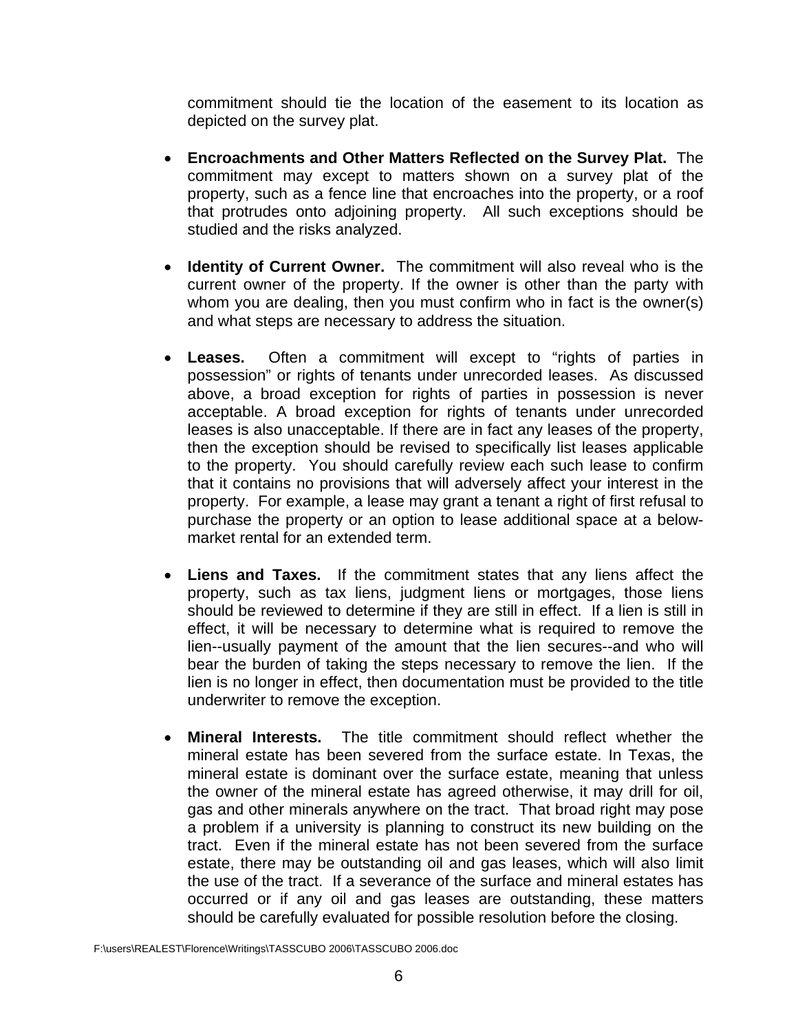commitment should tie the location of the easement to its location as depicted on the survey plat.

- **Encroachments and Other Matters Reflected on the Survey Plat.** The commitment may except to matters shown on a survey plat of the property, such as a fence line that encroaches into the property, or a roof that protrudes onto adjoining property. All such exceptions should be studied and the risks analyzed.

- **Identity of Current Owner.** The commitment will also reveal who is the current owner of the property. If the owner is other than the party with whom you are dealing, then you must confirm who in fact is the owner(s) and what steps are necessary to address the situation.

- **Leases.** Often a commitment will except to "rights of parties in possession" or rights of tenants under unrecorded leases. As discussed above, a broad exception for rights of parties in possession is never acceptable. A broad exception for rights of tenants under unrecorded leases is also unacceptable. If there are in fact any leases of the property, then the exception should be revised to specifically list leases applicable to the property. You should carefully review each such lease to confirm that it contains no provisions that will adversely affect your interest in the property. For example, a lease may grant a tenant a right of first refusal to purchase the property or an option to lease additional space at a below-market rental for an extended term.

- **Liens and Taxes.** If the commitment states that any liens affect the property, such as tax liens, judgment liens or mortgages, those liens should be reviewed to determine if they are still in effect. If a lien is still in effect, it will be necessary to determine what is required to remove the lien--usually payment of the amount that the lien secures--and who will bear the burden of taking the steps necessary to remove the lien. If the lien is no longer in effect, then documentation must be provided to the title underwriter to remove the exception.

- **Mineral Interests.** The title commitment should reflect whether the mineral estate has been severed from the surface estate. In Texas, the mineral estate is dominant over the surface estate, meaning that unless the owner of the mineral estate has agreed otherwise, it may drill for oil, gas and other minerals anywhere on the tract. That broad right may pose a problem if a university is planning to construct its new building on the tract. Even if the mineral estate has not been severed from the surface estate, there may be outstanding oil and gas leases, which will also limit the use of the tract. If a severance of the surface and mineral estates has occurred or if any oil and gas leases are outstanding, these matters should be carefully evaluated for possible resolution before the closing.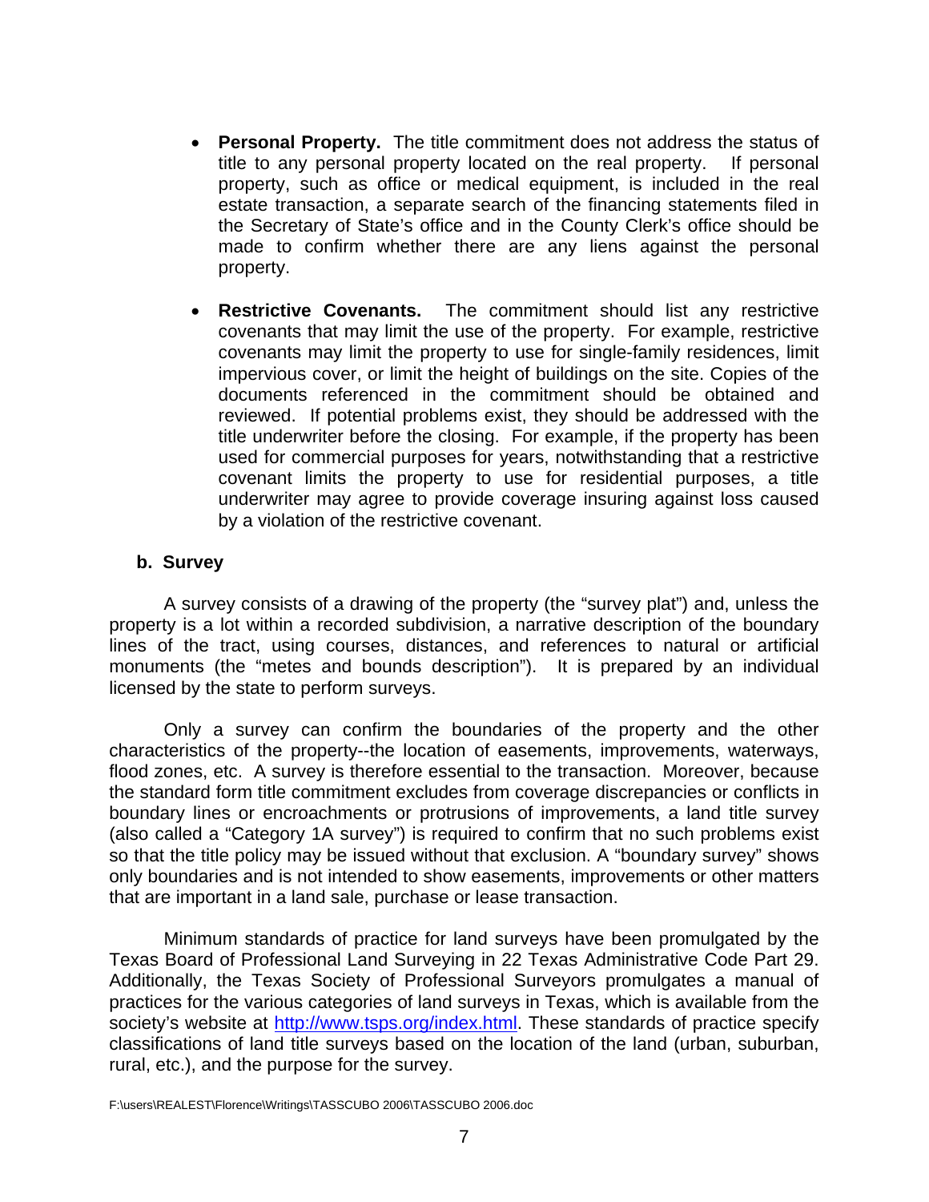- **Personal Property.** The title commitment does not address the status of title to any personal property located on the real property. If personal property, such as office or medical equipment, is included in the real estate transaction, a separate search of the financing statements filed in the Secretary of State's office and in the County Clerk's office should be made to confirm whether there are any liens against the personal property.

- **Restrictive Covenants.** The commitment should list any restrictive covenants that may limit the use of the property. For example, restrictive covenants may limit the property to use for single-family residences, limit impervious cover, or limit the height of buildings on the site. Copies of the documents referenced in the commitment should be obtained and reviewed. If potential problems exist, they should be addressed with the title underwriter before the closing. For example, if the property has been used for commercial purposes for years, notwithstanding that a restrictive covenant limits the property to use for residential purposes, a title underwriter may agree to provide coverage insuring against loss caused by a violation of the restrictive covenant.

**b. Survey**

A survey consists of a drawing of the property (the "survey plat") and, unless the property is a lot within a recorded subdivision, a narrative description of the boundary lines of the tract, using courses, distances, and references to natural or artificial monuments (the "metes and bounds description"). It is prepared by an individual licensed by the state to perform surveys.

Only a survey can confirm the boundaries of the property and the other characteristics of the property--the location of easements, improvements, waterways, flood zones, etc. A survey is therefore essential to the transaction. Moreover, because the standard form title commitment excludes from coverage discrepancies or conflicts in boundary lines or encroachments or protrusions of improvements, a land title survey (also called a "Category 1A survey") is required to confirm that no such problems exist so that the title policy may be issued without that exclusion. A "boundary survey" shows only boundaries and is not intended to show easements, improvements or other matters that are important in a land sale, purchase or lease transaction.

Minimum standards of practice for land surveys have been promulgated by the Texas Board of Professional Land Surveying in 22 Texas Administrative Code Part 29. Additionally, the Texas Society of Professional Surveyors promulgates a manual of practices for the various categories of land surveys in Texas, which is available from the society's website at [http://www.tsps.org/index.html](http://www.tsps.org/index.html). These standards of practice specify classifications of land title surveys based on the location of the land (urban, suburban, rural, etc.), and the purpose for the survey.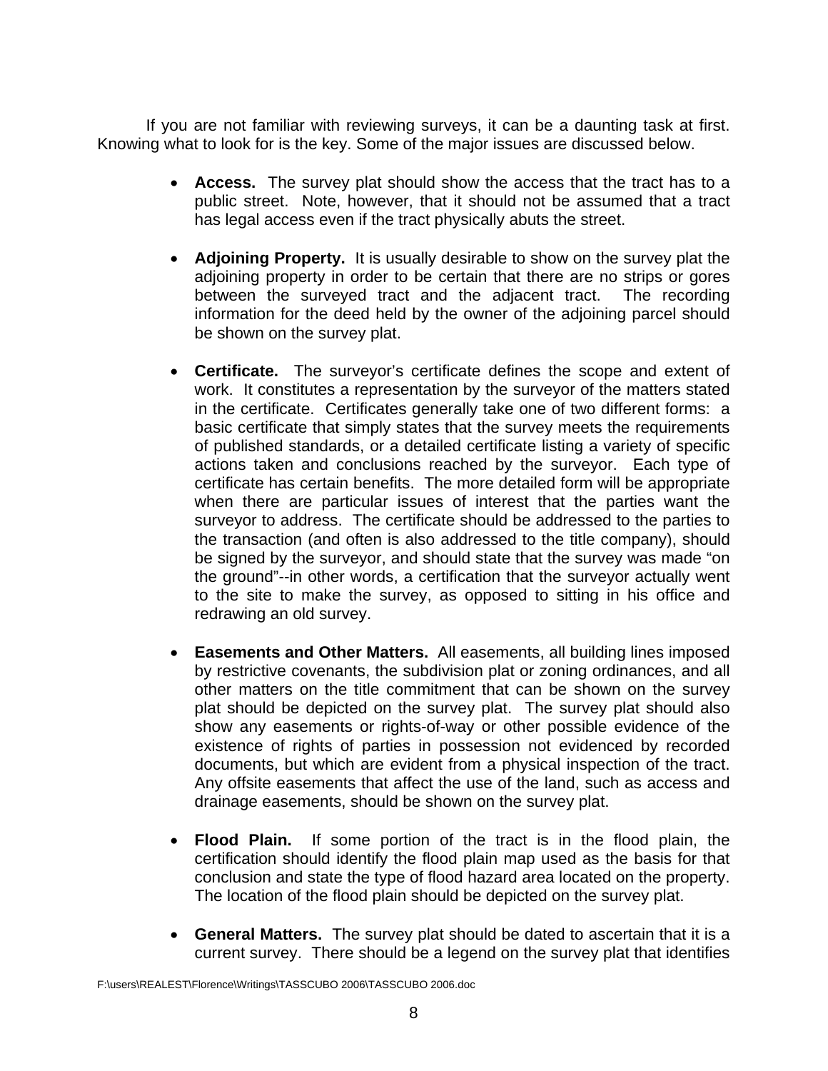If you are not familiar with reviewing surveys, it can be a daunting task at first. Knowing what to look for is the key. Some of the major issues are discussed below.

- **Access.** The survey plat should show the access that the tract has to a public street. Note, however, that it should not be assumed that a tract has legal access even if the tract physically abuts the street.

- **Adjoining Property.** It is usually desirable to show on the survey plat the adjoining property in order to be certain that there are no strips or gores between the surveyed tract and the adjacent tract. The recording information for the deed held by the owner of the adjoining parcel should be shown on the survey plat.

- **Certificate.** The surveyor's certificate defines the scope and extent of work. It constitutes a representation by the surveyor of the matters stated in the certificate. Certificates generally take one of two different forms: a basic certificate that simply states that the survey meets the requirements of published standards, or a detailed certificate listing a variety of specific actions taken and conclusions reached by the surveyor. Each type of certificate has certain benefits. The more detailed form will be appropriate when there are particular issues of interest that the parties want the surveyor to address. The certificate should be addressed to the parties to the transaction (and often is also addressed to the title company), should be signed by the surveyor, and should state that the survey was made "on the ground"--in other words, a certification that the surveyor actually went to the site to make the survey, as opposed to sitting in his office and redrawing an old survey.

- **Easements and Other Matters.** All easements, all building lines imposed by restrictive covenants, the subdivision plat or zoning ordinances, and all other matters on the title commitment that can be shown on the survey plat should be depicted on the survey plat. The survey plat should also show any easements or rights-of-way or other possible evidence of the existence of rights of parties in possession not evidenced by recorded documents, but which are evident from a physical inspection of the tract. Any offsite easements that affect the use of the land, such as access and drainage easements, should be shown on the survey plat.

- **Flood Plain.** If some portion of the tract is in the flood plain, the certification should identify the flood plain map used as the basis for that conclusion and state the type of flood hazard area located on the property. The location of the flood plain should be depicted on the survey plat.

- **General Matters.** The survey plat should be dated to ascertain that it is a current survey. There should be a legend on the survey plat that identifies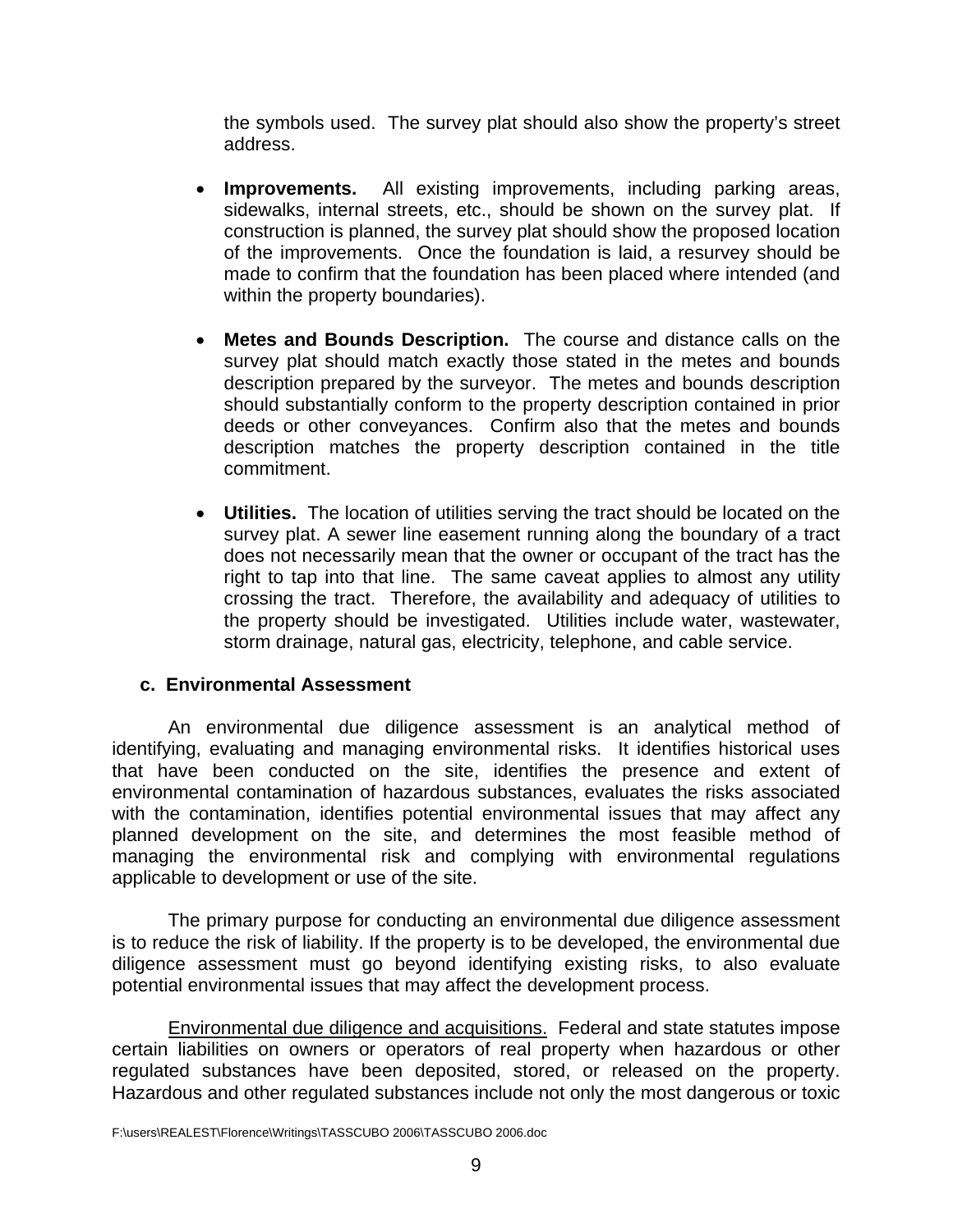the symbols used. The survey plat should also show the property's street address.

- **Improvements.** All existing improvements, including parking areas, sidewalks, internal streets, etc., should be shown on the survey plat. If construction is planned, the survey plat should show the proposed location of the improvements. Once the foundation is laid, a resurvey should be made to confirm that the foundation has been placed where intended (and within the property boundaries).

- **Metes and Bounds Description.** The course and distance calls on the survey plat should match exactly those stated in the metes and bounds description prepared by the surveyor. The metes and bounds description should substantially conform to the property description contained in prior deeds or other conveyances. Confirm also that the metes and bounds description matches the property description contained in the title commitment.

- **Utilities.** The location of utilities serving the tract should be located on the survey plat. A sewer line easement running along the boundary of a tract does not necessarily mean that the owner or occupant of the tract has the right to tap into that line. The same caveat applies to almost any utility crossing the tract. Therefore, the availability and adequacy of utilities to the property should be investigated. Utilities include water, wastewater, storm drainage, natural gas, electricity, telephone, and cable service.

### c. Environmental Assessment

An environmental due diligence assessment is an analytical method of identifying, evaluating and managing environmental risks. It identifies historical uses that have been conducted on the site, identifies the presence and extent of environmental contamination of hazardous substances, evaluates the risks associated with the contamination, identifies potential environmental issues that may affect any planned development on the site, and determines the most feasible method of managing the environmental risk and complying with environmental regulations applicable to development or use of the site.

The primary purpose for conducting an environmental due diligence assessment is to reduce the risk of liability. If the property is to be developed, the environmental due diligence assessment must go beyond identifying existing risks, to also evaluate potential environmental issues that may affect the development process.

<u>Environmental due diligence and acquisitions.</u> Federal and state statutes impose certain liabilities on owners or operators of real property when hazardous or other regulated substances have been deposited, stored, or released on the property. Hazardous and other regulated substances include not only the most dangerous or toxic

F:\users\REALEST\Florence\Writings\TASSCUBO 2006\TASSCUBO 2006.doc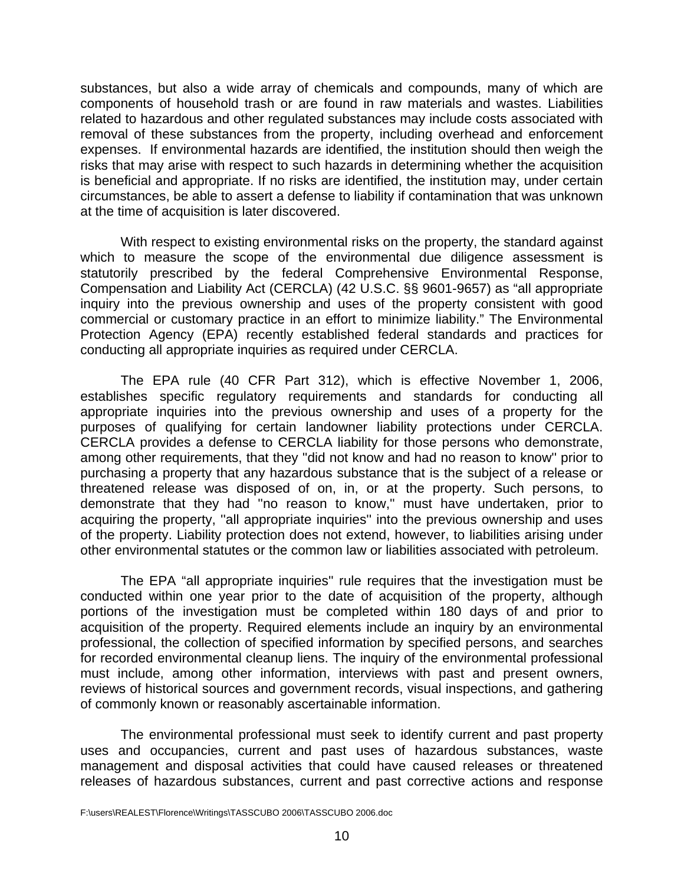substances, but also a wide array of chemicals and compounds, many of which are components of household trash or are found in raw materials and wastes. Liabilities related to hazardous and other regulated substances may include costs associated with removal of these substances from the property, including overhead and enforcement expenses. If environmental hazards are identified, the institution should then weigh the risks that may arise with respect to such hazards in determining whether the acquisition is beneficial and appropriate. If no risks are identified, the institution may, under certain circumstances, be able to assert a defense to liability if contamination that was unknown at the time of acquisition is later discovered.

With respect to existing environmental risks on the property, the standard against which to measure the scope of the environmental due diligence assessment is statutorily prescribed by the federal Comprehensive Environmental Response, Compensation and Liability Act (CERCLA) (42 U.S.C. §§ 9601-9657) as "all appropriate inquiry into the previous ownership and uses of the property consistent with good commercial or customary practice in an effort to minimize liability." The Environmental Protection Agency (EPA) recently established federal standards and practices for conducting all appropriate inquiries as required under CERCLA.

The EPA rule (40 CFR Part 312), which is effective November 1, 2006, establishes specific regulatory requirements and standards for conducting all appropriate inquiries into the previous ownership and uses of a property for the purposes of qualifying for certain landowner liability protections under CERCLA. CERCLA provides a defense to CERCLA liability for those persons who demonstrate, among other requirements, that they "did not know and had no reason to know" prior to purchasing a property that any hazardous substance that is the subject of a release or threatened release was disposed of on, in, or at the property. Such persons, to demonstrate that they had "no reason to know," must have undertaken, prior to acquiring the property, "all appropriate inquiries" into the previous ownership and uses of the property. Liability protection does not extend, however, to liabilities arising under other environmental statutes or the common law or liabilities associated with petroleum.

The EPA "all appropriate inquiries" rule requires that the investigation must be conducted within one year prior to the date of acquisition of the property, although portions of the investigation must be completed within 180 days of and prior to acquisition of the property. Required elements include an inquiry by an environmental professional, the collection of specified information by specified persons, and searches for recorded environmental cleanup liens. The inquiry of the environmental professional must include, among other information, interviews with past and present owners, reviews of historical sources and government records, visual inspections, and gathering of commonly known or reasonably ascertainable information.

The environmental professional must seek to identify current and past property uses and occupancies, current and past uses of hazardous substances, waste management and disposal activities that could have caused releases or threatened releases of hazardous substances, current and past corrective actions and response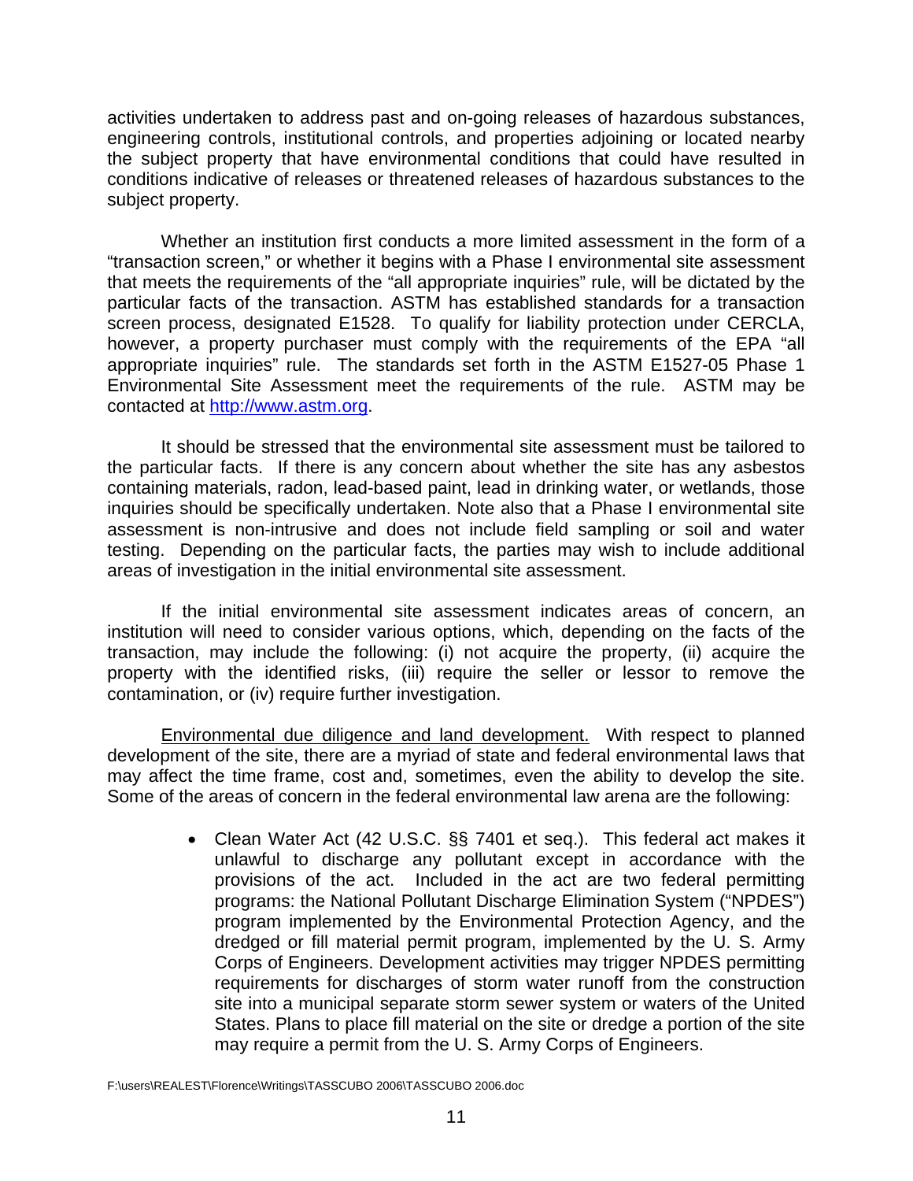activities undertaken to address past and on-going releases of hazardous substances, engineering controls, institutional controls, and properties adjoining or located nearby the subject property that have environmental conditions that could have resulted in conditions indicative of releases or threatened releases of hazardous substances to the subject property.

Whether an institution first conducts a more limited assessment in the form of a "transaction screen," or whether it begins with a Phase I environmental site assessment that meets the requirements of the "all appropriate inquiries" rule, will be dictated by the particular facts of the transaction. ASTM has established standards for a transaction screen process, designated E1528. To qualify for liability protection under CERCLA, however, a property purchaser must comply with the requirements of the EPA "all appropriate inquiries" rule. The standards set forth in the ASTM E1527-05 Phase 1 Environmental Site Assessment meet the requirements of the rule. ASTM may be contacted at [http://www.astm.org](http://www.astm.org).

It should be stressed that the environmental site assessment must be tailored to the particular facts. If there is any concern about whether the site has any asbestos containing materials, radon, lead-based paint, lead in drinking water, or wetlands, those inquiries should be specifically undertaken. Note also that a Phase I environmental site assessment is non-intrusive and does not include field sampling or soil and water testing. Depending on the particular facts, the parties may wish to include additional areas of investigation in the initial environmental site assessment.

If the initial environmental site assessment indicates areas of concern, an institution will need to consider various options, which, depending on the facts of the transaction, may include the following: (i) not acquire the property, (ii) acquire the property with the identified risks, (iii) require the seller or lessor to remove the contamination, or (iv) require further investigation.

<u>Environmental due diligence and land development.</u> With respect to planned development of the site, there are a myriad of state and federal environmental laws that may affect the time frame, cost and, sometimes, even the ability to develop the site. Some of the areas of concern in the federal environmental law arena are the following:

- Clean Water Act (42 U.S.C. §§ 7401 et seq.). This federal act makes it unlawful to discharge any pollutant except in accordance with the provisions of the act. Included in the act are two federal permitting programs: the National Pollutant Discharge Elimination System ("NPDES") program implemented by the Environmental Protection Agency, and the dredged or fill material permit program, implemented by the U. S. Army Corps of Engineers. Development activities may trigger NPDES permitting requirements for discharges of storm water runoff from the construction site into a municipal separate storm sewer system or waters of the United States. Plans to place fill material on the site or dredge a portion of the site may require a permit from the U. S. Army Corps of Engineers.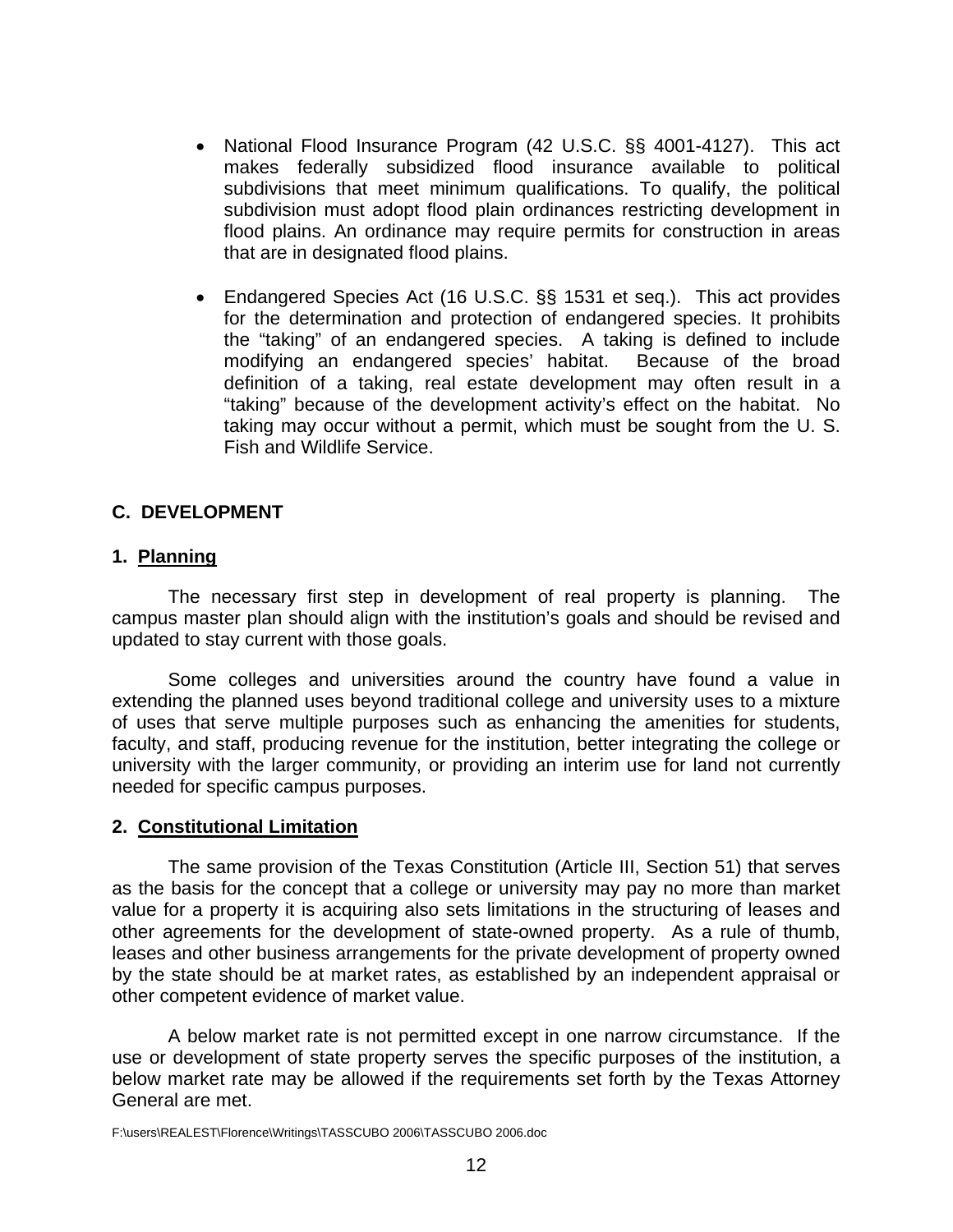- National Flood Insurance Program (42 U.S.C. §§ 4001-4127). This act makes federally subsidized flood insurance available to political subdivisions that meet minimum qualifications. To qualify, the political subdivision must adopt flood plain ordinances restricting development in flood plains. An ordinance may require permits for construction in areas that are in designated flood plains.

- Endangered Species Act (16 U.S.C. §§ 1531 et seq.). This act provides for the determination and protection of endangered species. It prohibits the "taking" of an endangered species. A taking is defined to include modifying an endangered species' habitat. Because of the broad definition of a taking, real estate development may often result in a "taking" because of the development activity's effect on the habitat. No taking may occur without a permit, which must be sought from the U. S. Fish and Wildlife Service.

## C. DEVELOPMENT

### 1. Planning

The necessary first step in development of real property is planning. The campus master plan should align with the institution's goals and should be revised and updated to stay current with those goals.

Some colleges and universities around the country have found a value in extending the planned uses beyond traditional college and university uses to a mixture of uses that serve multiple purposes such as enhancing the amenities for students, faculty, and staff, producing revenue for the institution, better integrating the college or university with the larger community, or providing an interim use for land not currently needed for specific campus purposes.

### 2. Constitutional Limitation

The same provision of the Texas Constitution (Article III, Section 51) that serves as the basis for the concept that a college or university may pay no more than market value for a property it is acquiring also sets limitations in the structuring of leases and other agreements for the development of state-owned property. As a rule of thumb, leases and other business arrangements for the private development of property owned by the state should be at market rates, as established by an independent appraisal or other competent evidence of market value.

A below market rate is not permitted except in one narrow circumstance. If the use or development of state property serves the specific purposes of the institution, a below market rate may be allowed if the requirements set forth by the Texas Attorney General are met.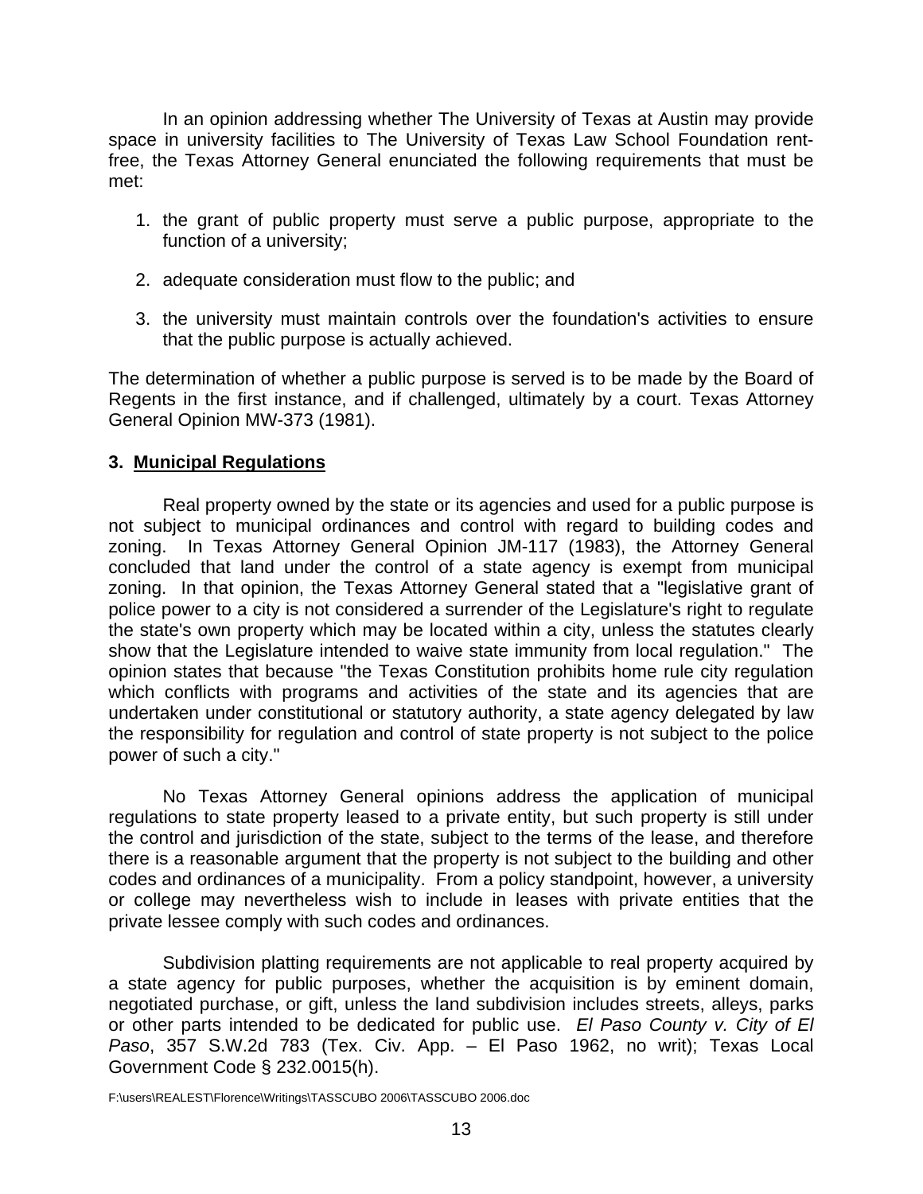In an opinion addressing whether The University of Texas at Austin may provide space in university facilities to The University of Texas Law School Foundation rent-free, the Texas Attorney General enunciated the following requirements that must be met:

1. the grant of public property must serve a public purpose, appropriate to the function of a university;

2. adequate consideration must flow to the public; and

3. the university must maintain controls over the foundation's activities to ensure that the public purpose is actually achieved.

The determination of whether a public purpose is served is to be made by the Board of Regents in the first instance, and if challenged, ultimately by a court. Texas Attorney General Opinion MW-373 (1981).

### 3. Municipal Regulations

Real property owned by the state or its agencies and used for a public purpose is not subject to municipal ordinances and control with regard to building codes and zoning. In Texas Attorney General Opinion JM-117 (1983), the Attorney General concluded that land under the control of a state agency is exempt from municipal zoning. In that opinion, the Texas Attorney General stated that a "legislative grant of police power to a city is not considered a surrender of the Legislature's right to regulate the state's own property which may be located within a city, unless the statutes clearly show that the Legislature intended to waive state immunity from local regulation." The opinion states that because "the Texas Constitution prohibits home rule city regulation which conflicts with programs and activities of the state and its agencies that are undertaken under constitutional or statutory authority, a state agency delegated by law the responsibility for regulation and control of state property is not subject to the police power of such a city."

No Texas Attorney General opinions address the application of municipal regulations to state property leased to a private entity, but such property is still under the control and jurisdiction of the state, subject to the terms of the lease, and therefore there is a reasonable argument that the property is not subject to the building and other codes and ordinances of a municipality. From a policy standpoint, however, a university or college may nevertheless wish to include in leases with private entities that the private lessee comply with such codes and ordinances.

Subdivision platting requirements are not applicable to real property acquired by a state agency for public purposes, whether the acquisition is by eminent domain, negotiated purchase, or gift, unless the land subdivision includes streets, alleys, parks or other parts intended to be dedicated for public use. *El Paso County v. City of El Paso*, 357 S.W.2d 783 (Tex. Civ. App. – El Paso 1962, no writ); Texas Local Government Code § 232.0015(h).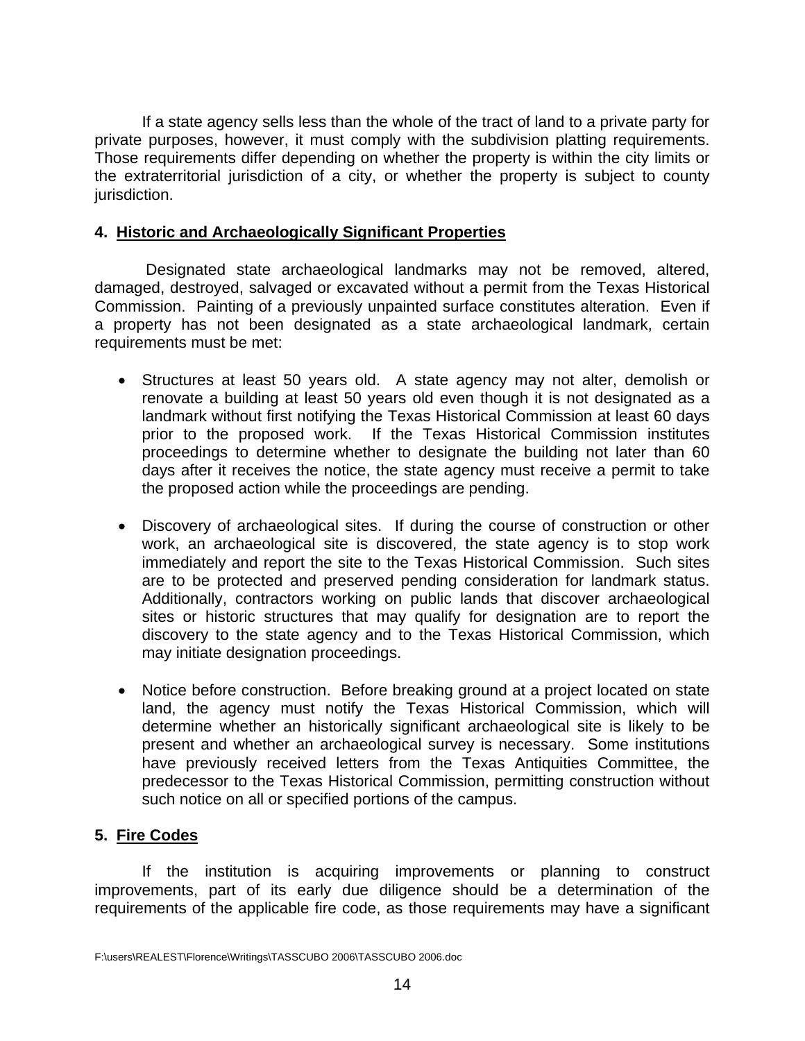If a state agency sells less than the whole of the tract of land to a private party for private purposes, however, it must comply with the subdivision platting requirements. Those requirements differ depending on whether the property is within the city limits or the extraterritorial jurisdiction of a city, or whether the property is subject to county jurisdiction.

**4. Historic and Archaeologically Significant Properties**

Designated state archaeological landmarks may not be removed, altered, damaged, destroyed, salvaged or excavated without a permit from the Texas Historical Commission. Painting of a previously unpainted surface constitutes alteration. Even if a property has not been designated as a state archaeological landmark, certain requirements must be met:

- Structures at least 50 years old. A state agency may not alter, demolish or renovate a building at least 50 years old even though it is not designated as a landmark without first notifying the Texas Historical Commission at least 60 days prior to the proposed work. If the Texas Historical Commission institutes proceedings to determine whether to designate the building not later than 60 days after it receives the notice, the state agency must receive a permit to take the proposed action while the proceedings are pending.

- Discovery of archaeological sites. If during the course of construction or other work, an archaeological site is discovered, the state agency is to stop work immediately and report the site to the Texas Historical Commission. Such sites are to be protected and preserved pending consideration for landmark status. Additionally, contractors working on public lands that discover archaeological sites or historic structures that may qualify for designation are to report the discovery to the state agency and to the Texas Historical Commission, which may initiate designation proceedings.

- Notice before construction. Before breaking ground at a project located on state land, the agency must notify the Texas Historical Commission, which will determine whether an historically significant archaeological site is likely to be present and whether an archaeological survey is necessary. Some institutions have previously received letters from the Texas Antiquities Committee, the predecessor to the Texas Historical Commission, permitting construction without such notice on all or specified portions of the campus.

**5. Fire Codes**

If the institution is acquiring improvements or planning to construct improvements, part of its early due diligence should be a determination of the requirements of the applicable fire code, as those requirements may have a significant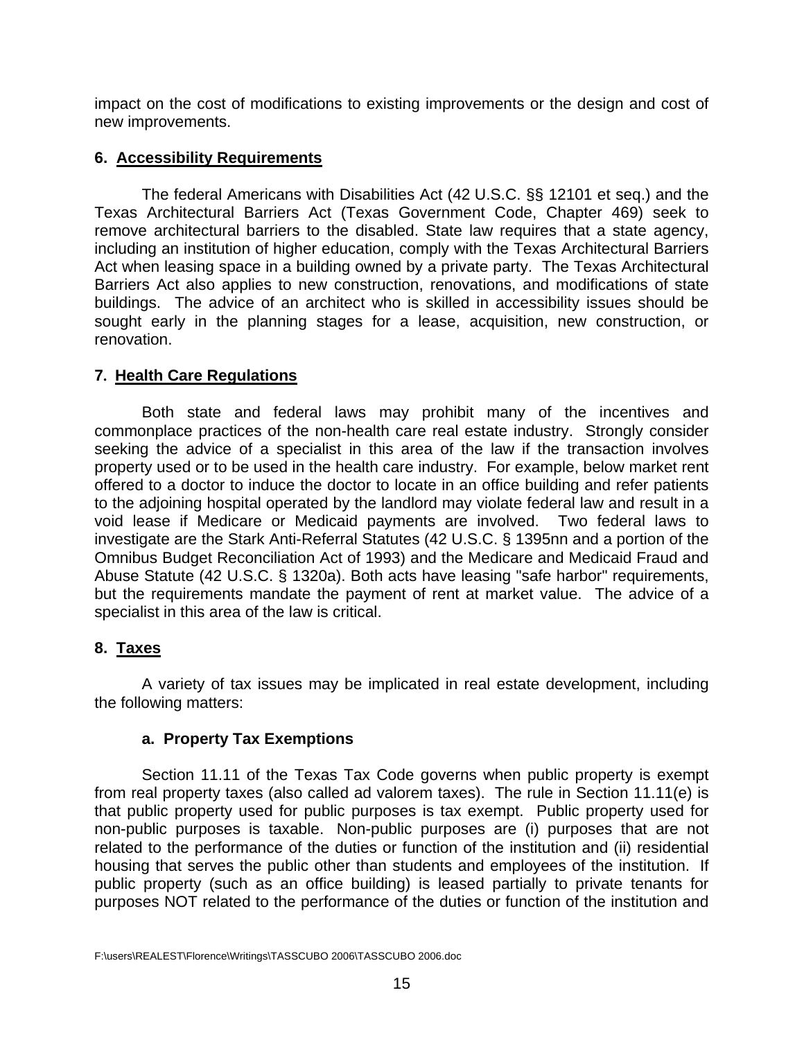impact on the cost of modifications to existing improvements or the design and cost of new improvements.

### 6. Accessibility Requirements

The federal Americans with Disabilities Act (42 U.S.C. §§ 12101 et seq.) and the Texas Architectural Barriers Act (Texas Government Code, Chapter 469) seek to remove architectural barriers to the disabled. State law requires that a state agency, including an institution of higher education, comply with the Texas Architectural Barriers Act when leasing space in a building owned by a private party. The Texas Architectural Barriers Act also applies to new construction, renovations, and modifications of state buildings. The advice of an architect who is skilled in accessibility issues should be sought early in the planning stages for a lease, acquisition, new construction, or renovation.

### 7. Health Care Regulations

Both state and federal laws may prohibit many of the incentives and commonplace practices of the non-health care real estate industry. Strongly consider seeking the advice of a specialist in this area of the law if the transaction involves property used or to be used in the health care industry. For example, below market rent offered to a doctor to induce the doctor to locate in an office building and refer patients to the adjoining hospital operated by the landlord may violate federal law and result in a void lease if Medicare or Medicaid payments are involved. Two federal laws to investigate are the Stark Anti-Referral Statutes (42 U.S.C. § 1395nn and a portion of the Omnibus Budget Reconciliation Act of 1993) and the Medicare and Medicaid Fraud and Abuse Statute (42 U.S.C. § 1320a). Both acts have leasing "safe harbor" requirements, but the requirements mandate the payment of rent at market value. The advice of a specialist in this area of the law is critical.

### 8. Taxes

A variety of tax issues may be implicated in real estate development, including the following matters:

#### a. Property Tax Exemptions

Section 11.11 of the Texas Tax Code governs when public property is exempt from real property taxes (also called ad valorem taxes). The rule in Section 11.11(e) is that public property used for public purposes is tax exempt. Public property used for non-public purposes is taxable. Non-public purposes are (i) purposes that are not related to the performance of the duties or function of the institution and (ii) residential housing that serves the public other than students and employees of the institution. If public property (such as an office building) is leased partially to private tenants for purposes NOT related to the performance of the duties or function of the institution and

F:\users\REALEST\Florence\Writings\TASSCUBO 2006\TASSCUBO 2006.doc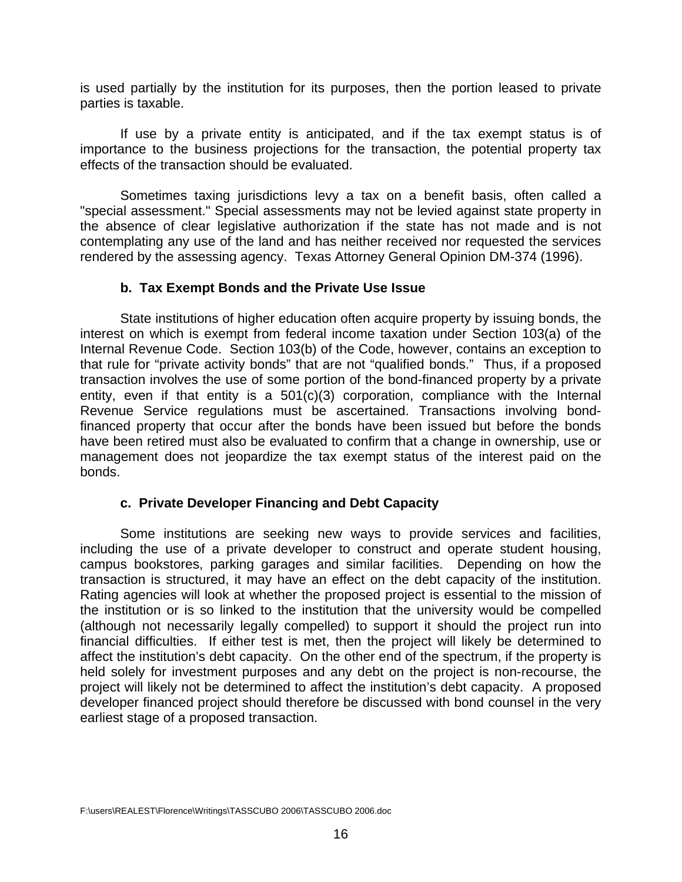is used partially by the institution for its purposes, then the portion leased to private parties is taxable.

If use by a private entity is anticipated, and if the tax exempt status is of importance to the business projections for the transaction, the potential property tax effects of the transaction should be evaluated.

Sometimes taxing jurisdictions levy a tax on a benefit basis, often called a "special assessment." Special assessments may not be levied against state property in the absence of clear legislative authorization if the state has not made and is not contemplating any use of the land and has neither received nor requested the services rendered by the assessing agency. Texas Attorney General Opinion DM-374 (1996).

#### b. Tax Exempt Bonds and the Private Use Issue

State institutions of higher education often acquire property by issuing bonds, the interest on which is exempt from federal income taxation under Section 103(a) of the Internal Revenue Code. Section 103(b) of the Code, however, contains an exception to that rule for "private activity bonds" that are not "qualified bonds." Thus, if a proposed transaction involves the use of some portion of the bond-financed property by a private entity, even if that entity is a 501(c)(3) corporation, compliance with the Internal Revenue Service regulations must be ascertained. Transactions involving bond-financed property that occur after the bonds have been issued but before the bonds have been retired must also be evaluated to confirm that a change in ownership, use or management does not jeopardize the tax exempt status of the interest paid on the bonds.

#### c. Private Developer Financing and Debt Capacity

Some institutions are seeking new ways to provide services and facilities, including the use of a private developer to construct and operate student housing, campus bookstores, parking garages and similar facilities. Depending on how the transaction is structured, it may have an effect on the debt capacity of the institution. Rating agencies will look at whether the proposed project is essential to the mission of the institution or is so linked to the institution that the university would be compelled (although not necessarily legally compelled) to support it should the project run into financial difficulties. If either test is met, then the project will likely be determined to affect the institution's debt capacity. On the other end of the spectrum, if the property is held solely for investment purposes and any debt on the project is non-recourse, the project will likely not be determined to affect the institution's debt capacity. A proposed developer financed project should therefore be discussed with bond counsel in the very earliest stage of a proposed transaction.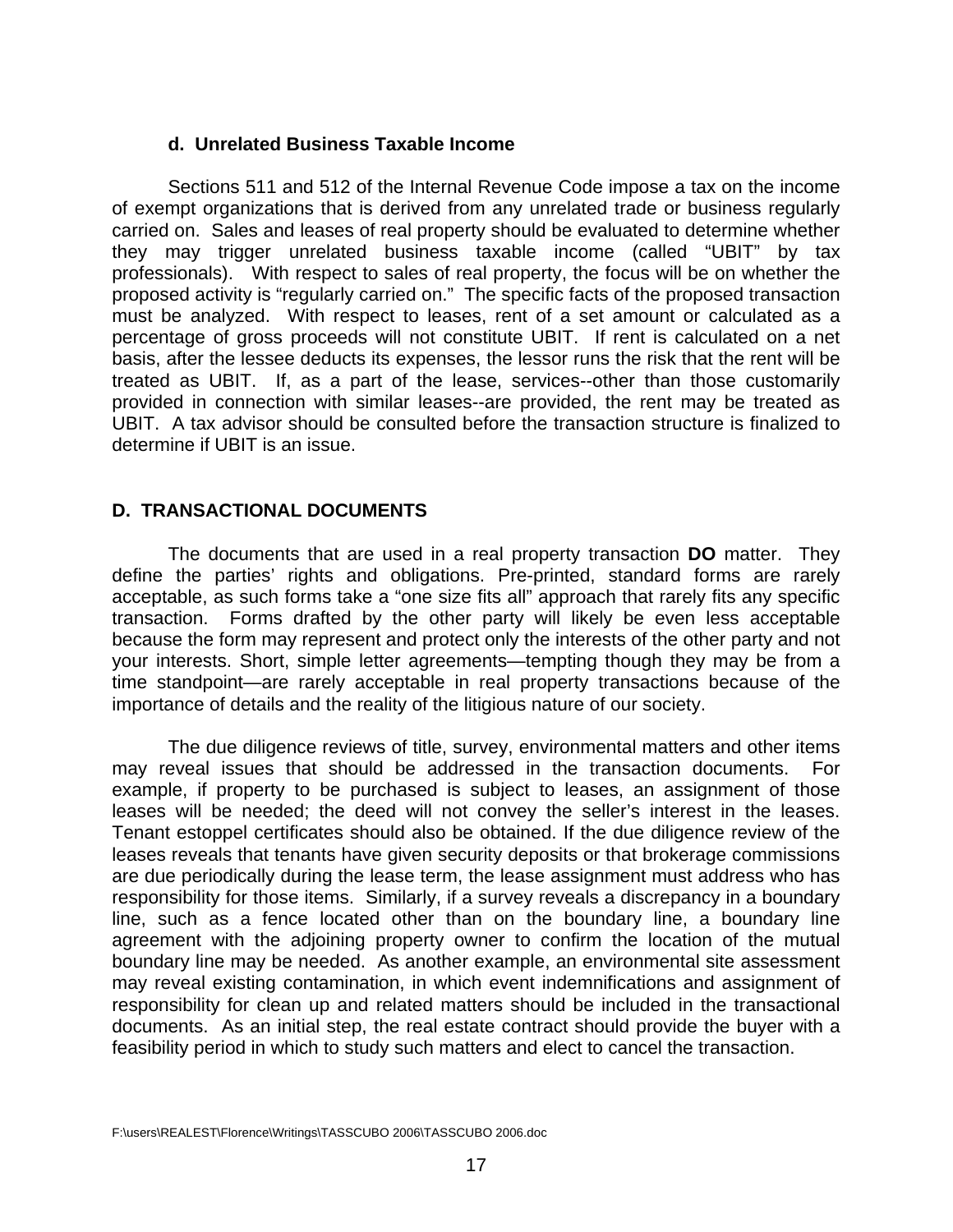#### d. Unrelated Business Taxable Income

Sections 511 and 512 of the Internal Revenue Code impose a tax on the income of exempt organizations that is derived from any unrelated trade or business regularly carried on. Sales and leases of real property should be evaluated to determine whether they may trigger unrelated business taxable income (called "UBIT" by tax professionals). With respect to sales of real property, the focus will be on whether the proposed activity is "regularly carried on." The specific facts of the proposed transaction must be analyzed. With respect to leases, rent of a set amount or calculated as a percentage of gross proceeds will not constitute UBIT. If rent is calculated on a net basis, after the lessee deducts its expenses, the lessor runs the risk that the rent will be treated as UBIT. If, as a part of the lease, services--other than those customarily provided in connection with similar leases--are provided, the rent may be treated as UBIT. A tax advisor should be consulted before the transaction structure is finalized to determine if UBIT is an issue.

## D. TRANSACTIONAL DOCUMENTS

The documents that are used in a real property transaction **DO** matter. They define the parties' rights and obligations. Pre-printed, standard forms are rarely acceptable, as such forms take a "one size fits all" approach that rarely fits any specific transaction. Forms drafted by the other party will likely be even less acceptable because the form may represent and protect only the interests of the other party and not your interests. Short, simple letter agreements—tempting though they may be from a time standpoint—are rarely acceptable in real property transactions because of the importance of details and the reality of the litigious nature of our society.

The due diligence reviews of title, survey, environmental matters and other items may reveal issues that should be addressed in the transaction documents. For example, if property to be purchased is subject to leases, an assignment of those leases will be needed; the deed will not convey the seller's interest in the leases. Tenant estoppel certificates should also be obtained. If the due diligence review of the leases reveals that tenants have given security deposits or that brokerage commissions are due periodically during the lease term, the lease assignment must address who has responsibility for those items. Similarly, if a survey reveals a discrepancy in a boundary line, such as a fence located other than on the boundary line, a boundary line agreement with the adjoining property owner to confirm the location of the mutual boundary line may be needed. As another example, an environmental site assessment may reveal existing contamination, in which event indemnifications and assignment of responsibility for clean up and related matters should be included in the transactional documents. As an initial step, the real estate contract should provide the buyer with a feasibility period in which to study such matters and elect to cancel the transaction.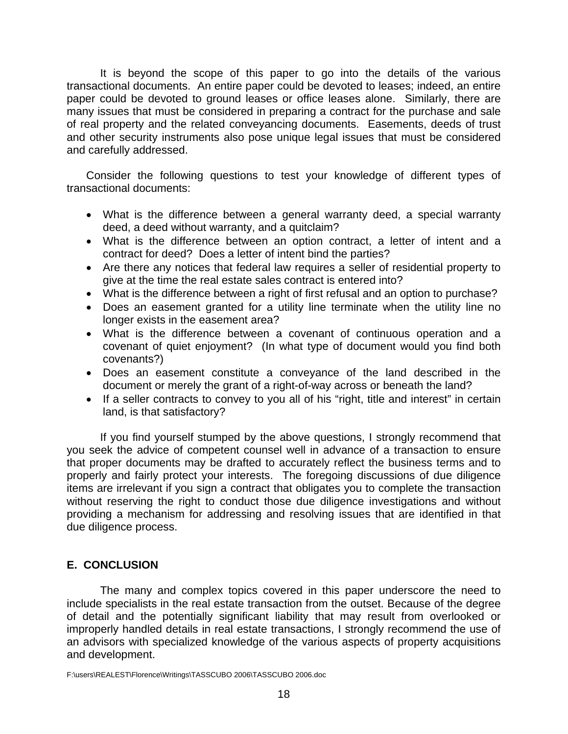It is beyond the scope of this paper to go into the details of the various transactional documents. An entire paper could be devoted to leases; indeed, an entire paper could be devoted to ground leases or office leases alone. Similarly, there are many issues that must be considered in preparing a contract for the purchase and sale of real property and the related conveyancing documents. Easements, deeds of trust and other security instruments also pose unique legal issues that must be considered and carefully addressed.

Consider the following questions to test your knowledge of different types of transactional documents:

- What is the difference between a general warranty deed, a special warranty deed, a deed without warranty, and a quitclaim?
- What is the difference between an option contract, a letter of intent and a contract for deed? Does a letter of intent bind the parties?
- Are there any notices that federal law requires a seller of residential property to give at the time the real estate sales contract is entered into?
- What is the difference between a right of first refusal and an option to purchase?
- Does an easement granted for a utility line terminate when the utility line no longer exists in the easement area?
- What is the difference between a covenant of continuous operation and a covenant of quiet enjoyment? (In what type of document would you find both covenants?)
- Does an easement constitute a conveyance of the land described in the document or merely the grant of a right-of-way across or beneath the land?
- If a seller contracts to convey to you all of his “right, title and interest” in certain land, is that satisfactory?

If you find yourself stumped by the above questions, I strongly recommend that you seek the advice of competent counsel well in advance of a transaction to ensure that proper documents may be drafted to accurately reflect the business terms and to properly and fairly protect your interests. The foregoing discussions of due diligence items are irrelevant if you sign a contract that obligates you to complete the transaction without reserving the right to conduct those due diligence investigations and without providing a mechanism for addressing and resolving issues that are identified in that due diligence process.

## E. CONCLUSION

The many and complex topics covered in this paper underscore the need to include specialists in the real estate transaction from the outset. Because of the degree of detail and the potentially significant liability that may result from overlooked or improperly handled details in real estate transactions, I strongly recommend the use of an advisors with specialized knowledge of the various aspects of property acquisitions and development.

F:\users\REALEST\Florence\Writings\TASSCUBO 2006\TASSCUBO 2006.doc